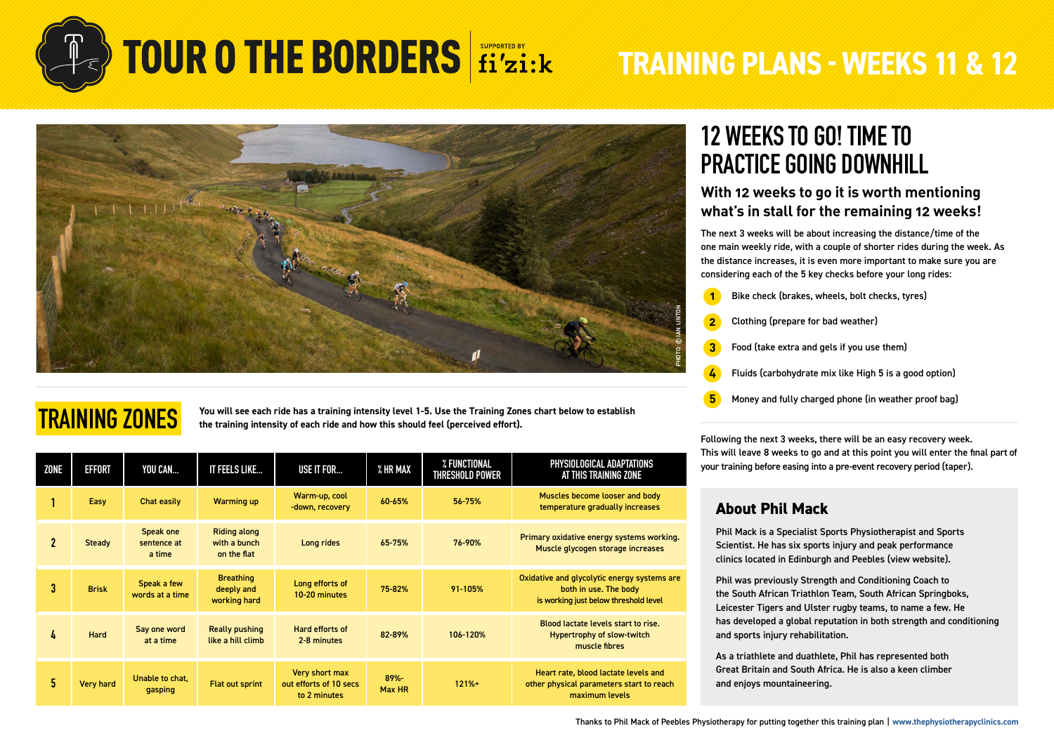# TOUR O THE BORDERS

SUPPORTED BY fi'zi:k

# TRAINING PLANS - WEEKS 11 & 12

PHOTO: © IAN LINTON

## 12 WEEKS TO GO! TIME TO PRACTICE GOING DOWNHILL

### With 12 weeks to go it is worth mentioning what's in stall for the remaining 12 weeks!

The next 3 weeks will be about increasing the distance/time of the one main weekly ride, with a couple of shorter rides during the week. As the distance increases, it is even more important to make sure you are considering each of the 5 key checks before your long rides:

1. Bike check (brakes, wheels, bolt checks, tyres)
2. Clothing (prepare for bad weather)
3. Food (take extra and gels if you use them)
4. Fluids (carbohydrate mix like High 5 is a good option)
5. Money and fully charged phone (in weather proof bag)

Following the next 3 weeks, there will be an easy recovery week. This will leave 8 weeks to go and at this point you will enter the final part of your training before easing into a pre-event recovery period (taper).

## TRAINING ZONES

**You will see each ride has a training intensity level 1-5. Use the Training Zones chart below to establish the training intensity of each ride and how this should feel (perceived effort).**

| ZONE | EFFORT | YOU CAN... | IT FEELS LIKE... | USE IT FOR... | % HR MAX | % FUNCTIONAL THRESHOLD POWER | PHYSIOLOGICAL ADAPTATIONS AT THIS TRAINING ZONE |
|---|---|---|---|---|---|---|---|
| 1 | Easy | Chat easily | Warming up | Warm-up, cool -down, recovery | 60-65% | 56-75% | Muscles become looser and body temperature gradually increases |
| 2 | Steady | Speak one sentence at a time | Riding along with a bunch on the flat | Long rides | 65-75% | 76-90% | Primary oxidative energy systems working. Muscle glycogen storage increases |
| 3 | Brisk | Speak a few words at a time | Breathing deeply and working hard | Long efforts of 10-20 minutes | 75-82% | 91-105% | Oxidative and glycolytic energy systems are both in use. The body is working just below threshold level |
| 4 | Hard | Say one word at a time | Really pushing like a hill climb | Hard efforts of 2-8 minutes | 82-89% | 106-120% | Blood lactate levels start to rise. Hypertrophy of slow-twitch muscle fibres |
| 5 | Very hard | Unable to chat, gasping | Flat out sprint | Very short max out efforts of 10 secs to 2 minutes | 89%- Max HR | 121%+ | Heart rate, blood lactate levels and other physical parameters start to reach maximum levels |

## About Phil Mack

Phil Mack is a Specialist Sports Physiotherapist and Sports Scientist. He has six sports injury and peak performance clinics located in Edinburgh and Peebles (view website).

Phil was previously Strength and Conditioning Coach to the South African Triathlon Team, South African Springboks, Leicester Tigers and Ulster rugby teams, to name a few. He has developed a global reputation in both strength and conditioning and sports injury rehabilitation.

As a triathlete and duathlete, Phil has represented both Great Britain and South Africa. He is also a keen climber and enjoys mountaineering.

Thanks to Phil Mack of Peebles Physiotherapy for putting together this training plan | www.thephysiotherapyclinics.com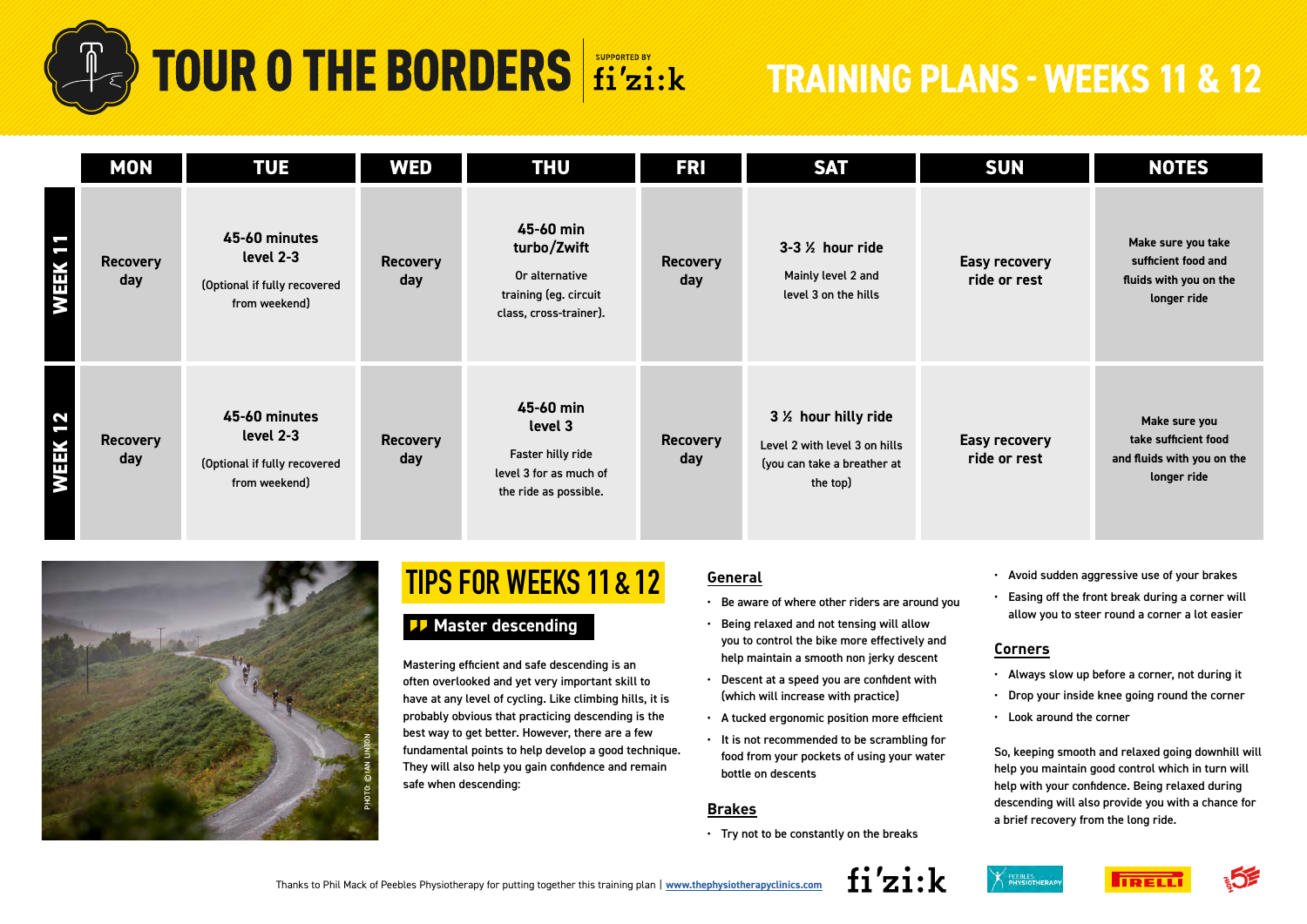# TOUR O THE BORDERS

SUPPORTED BY fi'zi:k

# TRAINING PLANS - WEEKS 11 & 12

| | MON | TUE | WED | THU | FRI | SAT | SUN | NOTES |
|---|---|---|---|---|---|---|---|---|
| WEEK 11 | Recovery day | **45-60 minutes level 2-3** (Optional if fully recovered from weekend) | Recovery day | **45-60 min turbo/Zwift** Or alternative training (eg. circuit class, cross-trainer). | Recovery day | **3-3 ½ hour ride** Mainly level 2 and level 3 on the hills | Easy recovery ride or rest | Make sure you take sufficient food and fluids with you on the longer ride |
| WEEK 12 | Recovery day | **45-60 minutes level 2-3** (Optional if fully recovered from weekend) | Recovery day | **45-60 min level 3** Faster hilly ride level 3 for as much of the ride as possible. | Recovery day | **3 ½ hour hilly ride** Level 2 with level 3 on hills (you can take a breather at the top) | Easy recovery ride or rest | Make sure you take sufficient food and fluids with you on the longer ride |

PHOTO: © IAN LINTON

## TIPS FOR WEEKS 11 & 12

### Master descending

Mastering efficient and safe descending is an often overlooked and yet very important skill to have at any level of cycling. Like climbing hills, it is probably obvious that practicing descending is the best way to get better. However, there are a few fundamental points to help develop a good technique. They will also help you gain confidence and remain safe when descending:

**General**

- Be aware of where other riders are around you
- Being relaxed and not tensing will allow you to control the bike more effectively and help maintain a smooth non jerky descent
- Descent at a speed you are confident with (which will increase with practice)
- A tucked ergonomic position more efficient
- It is not recommended to be scrambling for food from your pockets of using your water bottle on descents

**Brakes**

- Try not to be constantly on the breaks
- Avoid sudden aggressive use of your brakes
- Easing off the front break during a corner will allow you to steer round a corner a lot easier

**Corners**

- Always slow up before a corner, not during it
- Drop your inside knee going round the corner
- Look around the corner

So, keeping smooth and relaxed going downhill will help you maintain good control which in turn will help with your confidence. Being relaxed during descending will also provide you with a chance for a brief recovery from the long ride.

Thanks to Phil Mack of Peebles Physiotherapy for putting together this training plan | www.thephysiotherapyclinics.com